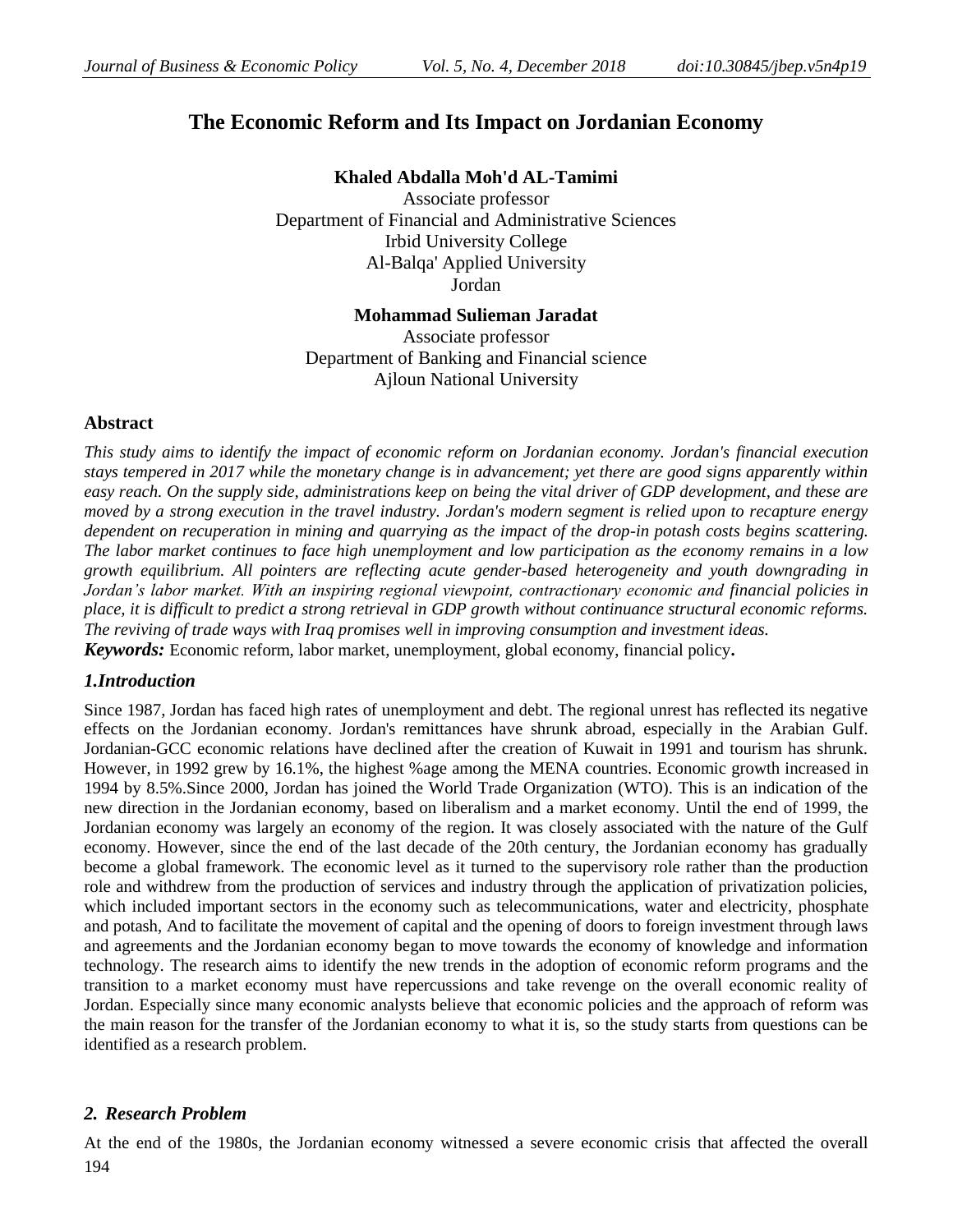# The Economic Reform and Its Impact on Jordanian Economy

**Khaled Abdalla Moh'd AL-Tamimi**
Associate professor
Department of Financial and Administrative Sciences
Irbid University College
Al-Balqa' Applied University
Jordan

**Mohammad Sulieman Jaradat**
Associate professor
Department of Banking and Financial science
Ajloun National University

## Abstract

*This study aims to identify the impact of economic reform on Jordanian economy. Jordan's financial execution stays tempered in 2017 while the monetary change is in advancement; yet there are good signs apparently within easy reach. On the supply side, administrations keep on being the vital driver of GDP development, and these are moved by a strong execution in the travel industry. Jordan's modern segment is relied upon to recapture energy dependent on recuperation in mining and quarrying as the impact of the drop-in potash costs begins scattering. The labor market continues to face high unemployment and low participation as the economy remains in a low growth equilibrium. All pointers are reflecting acute gender-based heterogeneity and youth downgrading in Jordan's labor market. With an inspiring regional viewpoint, contractionary economic and financial policies in place, it is difficult to predict a strong retrieval in GDP growth without continuance structural economic reforms. The reviving of trade ways with Iraq promises well in improving consumption and investment ideas.*

***Keywords:*** Economic reform, labor market, unemployment, global economy, financial policy**.**

## *1.Introduction*

Since 1987, Jordan has faced high rates of unemployment and debt. The regional unrest has reflected its negative effects on the Jordanian economy. Jordan's remittances have shrunk abroad, especially in the Arabian Gulf. Jordanian-GCC economic relations have declined after the creation of Kuwait in 1991 and tourism has shrunk. However, in 1992 grew by 16.1%, the highest %age among the MENA countries. Economic growth increased in 1994 by 8.5%.Since 2000, Jordan has joined the World Trade Organization (WTO). This is an indication of the new direction in the Jordanian economy, based on liberalism and a market economy. Until the end of 1999, the Jordanian economy was largely an economy of the region. It was closely associated with the nature of the Gulf economy. However, since the end of the last decade of the 20th century, the Jordanian economy has gradually become a global framework. The economic level as it turned to the supervisory role rather than the production role and withdrew from the production of services and industry through the application of privatization policies, which included important sectors in the economy such as telecommunications, water and electricity, phosphate and potash, And to facilitate the movement of capital and the opening of doors to foreign investment through laws and agreements and the Jordanian economy began to move towards the economy of knowledge and information technology. The research aims to identify the new trends in the adoption of economic reform programs and the transition to a market economy must have repercussions and take revenge on the overall economic reality of Jordan. Especially since many economic analysts believe that economic policies and the approach of reform was the main reason for the transfer of the Jordanian economy to what it is, so the study starts from questions can be identified as a research problem.

## *2. Research Problem*

At the end of the 1980s, the Jordanian economy witnessed a severe economic crisis that affected the overall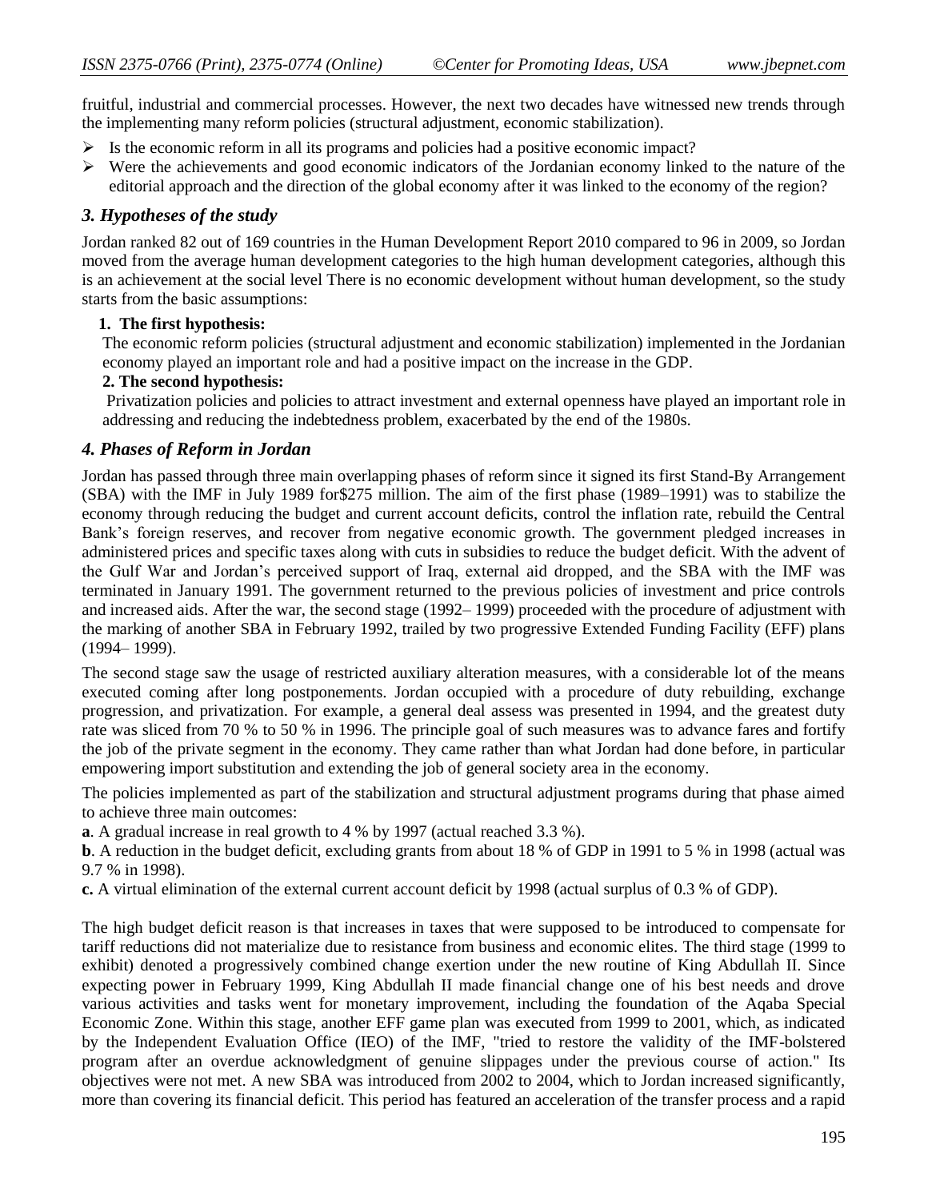fruitful, industrial and commercial processes. However, the next two decades have witnessed new trends through the implementing many reform policies (structural adjustment, economic stabilization).

- Is the economic reform in all its programs and policies had a positive economic impact?
- Were the achievements and good economic indicators of the Jordanian economy linked to the nature of the editorial approach and the direction of the global economy after it was linked to the economy of the region?

### *3. Hypotheses of the study*

Jordan ranked 82 out of 169 countries in the Human Development Report 2010 compared to 96 in 2009, so Jordan moved from the average human development categories to the high human development categories, although this is an achievement at the social level There is no economic development without human development, so the study starts from the basic assumptions:

**1. The first hypothesis:**

The economic reform policies (structural adjustment and economic stabilization) implemented in the Jordanian economy played an important role and had a positive impact on the increase in the GDP.

**2. The second hypothesis:**

Privatization policies and policies to attract investment and external openness have played an important role in addressing and reducing the indebtedness problem, exacerbated by the end of the 1980s.

### *4. Phases of Reform in Jordan*

Jordan has passed through three main overlapping phases of reform since it signed its first Stand-By Arrangement (SBA) with the IMF in July 1989 for$275 million. The aim of the first phase (1989–1991) was to stabilize the economy through reducing the budget and current account deficits, control the inflation rate, rebuild the Central Bank's foreign reserves, and recover from negative economic growth. The government pledged increases in administered prices and specific taxes along with cuts in subsidies to reduce the budget deficit. With the advent of the Gulf War and Jordan's perceived support of Iraq, external aid dropped, and the SBA with the IMF was terminated in January 1991. The government returned to the previous policies of investment and price controls and increased aids. After the war, the second stage (1992– 1999) proceeded with the procedure of adjustment with the marking of another SBA in February 1992, trailed by two progressive Extended Funding Facility (EFF) plans (1994– 1999).

The second stage saw the usage of restricted auxiliary alteration measures, with a considerable lot of the means executed coming after long postponements. Jordan occupied with a procedure of duty rebuilding, exchange progression, and privatization. For example, a general deal assess was presented in 1994, and the greatest duty rate was sliced from 70 % to 50 % in 1996. The principle goal of such measures was to advance fares and fortify the job of the private segment in the economy. They came rather than what Jordan had done before, in particular empowering import substitution and extending the job of general society area in the economy.

The policies implemented as part of the stabilization and structural adjustment programs during that phase aimed to achieve three main outcomes:

**a**. A gradual increase in real growth to 4 % by 1997 (actual reached 3.3 %).

**b**. A reduction in the budget deficit, excluding grants from about 18 % of GDP in 1991 to 5 % in 1998 (actual was 9.7 % in 1998).

**c.** A virtual elimination of the external current account deficit by 1998 (actual surplus of 0.3 % of GDP).

The high budget deficit reason is that increases in taxes that were supposed to be introduced to compensate for tariff reductions did not materialize due to resistance from business and economic elites. The third stage (1999 to exhibit) denoted a progressively combined change exertion under the new routine of King Abdullah II. Since expecting power in February 1999, King Abdullah II made financial change one of his best needs and drove various activities and tasks went for monetary improvement, including the foundation of the Aqaba Special Economic Zone. Within this stage, another EFF game plan was executed from 1999 to 2001, which, as indicated by the Independent Evaluation Office (IEO) of the IMF, "tried to restore the validity of the IMF-bolstered program after an overdue acknowledgment of genuine slippages under the previous course of action." Its objectives were not met. A new SBA was introduced from 2002 to 2004, which to Jordan increased significantly, more than covering its financial deficit. This period has featured an acceleration of the transfer process and a rapid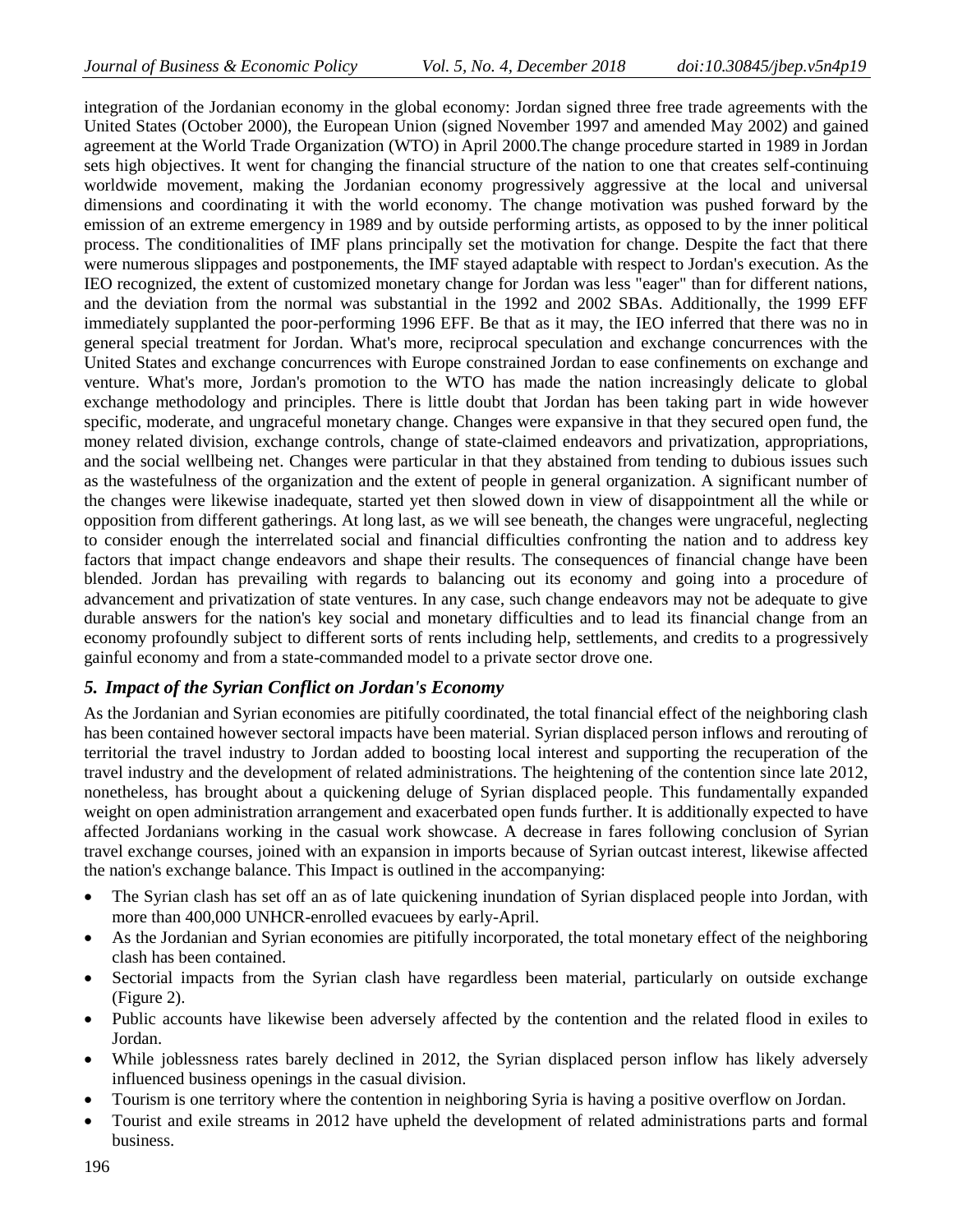integration of the Jordanian economy in the global economy: Jordan signed three free trade agreements with the United States (October 2000), the European Union (signed November 1997 and amended May 2002) and gained agreement at the World Trade Organization (WTO) in April 2000.The change procedure started in 1989 in Jordan sets high objectives. It went for changing the financial structure of the nation to one that creates self-continuing worldwide movement, making the Jordanian economy progressively aggressive at the local and universal dimensions and coordinating it with the world economy. The change motivation was pushed forward by the emission of an extreme emergency in 1989 and by outside performing artists, as opposed to by the inner political process. The conditionalities of IMF plans principally set the motivation for change. Despite the fact that there were numerous slippages and postponements, the IMF stayed adaptable with respect to Jordan's execution. As the IEO recognized, the extent of customized monetary change for Jordan was less "eager" than for different nations, and the deviation from the normal was substantial in the 1992 and 2002 SBAs. Additionally, the 1999 EFF immediately supplanted the poor-performing 1996 EFF. Be that as it may, the IEO inferred that there was no in general special treatment for Jordan. What's more, reciprocal speculation and exchange concurrences with the United States and exchange concurrences with Europe constrained Jordan to ease confinements on exchange and venture. What's more, Jordan's promotion to the WTO has made the nation increasingly delicate to global exchange methodology and principles. There is little doubt that Jordan has been taking part in wide however specific, moderate, and ungraceful monetary change. Changes were expansive in that they secured open fund, the money related division, exchange controls, change of state-claimed endeavors and privatization, appropriations, and the social wellbeing net. Changes were particular in that they abstained from tending to dubious issues such as the wastefulness of the organization and the extent of people in general organization. A significant number of the changes were likewise inadequate, started yet then slowed down in view of disappointment all the while or opposition from different gatherings. At long last, as we will see beneath, the changes were ungraceful, neglecting to consider enough the interrelated social and financial difficulties confronting the nation and to address key factors that impact change endeavors and shape their results. The consequences of financial change have been blended. Jordan has prevailing with regards to balancing out its economy and going into a procedure of advancement and privatization of state ventures. In any case, such change endeavors may not be adequate to give durable answers for the nation's key social and monetary difficulties and to lead its financial change from an economy profoundly subject to different sorts of rents including help, settlements, and credits to a progressively gainful economy and from a state-commanded model to a private sector drove one.

## *5. Impact of the Syrian Conflict on Jordan's Economy*

As the Jordanian and Syrian economies are pitifully coordinated, the total financial effect of the neighboring clash has been contained however sectoral impacts have been material. Syrian displaced person inflows and rerouting of territorial the travel industry to Jordan added to boosting local interest and supporting the recuperation of the travel industry and the development of related administrations. The heightening of the contention since late 2012, nonetheless, has brought about a quickening deluge of Syrian displaced people. This fundamentally expanded weight on open administration arrangement and exacerbated open funds further. It is additionally expected to have affected Jordanians working in the casual work showcase. A decrease in fares following conclusion of Syrian travel exchange courses, joined with an expansion in imports because of Syrian outcast interest, likewise affected the nation's exchange balance. This Impact is outlined in the accompanying:

- The Syrian clash has set off an as of late quickening inundation of Syrian displaced people into Jordan, with more than 400,000 UNHCR-enrolled evacuees by early-April.
- As the Jordanian and Syrian economies are pitifully incorporated, the total monetary effect of the neighboring clash has been contained.
- Sectorial impacts from the Syrian clash have regardless been material, particularly on outside exchange (Figure 2).
- Public accounts have likewise been adversely affected by the contention and the related flood in exiles to Jordan.
- While joblessness rates barely declined in 2012, the Syrian displaced person inflow has likely adversely influenced business openings in the casual division.
- Tourism is one territory where the contention in neighboring Syria is having a positive overflow on Jordan.
- Tourist and exile streams in 2012 have upheld the development of related administrations parts and formal business.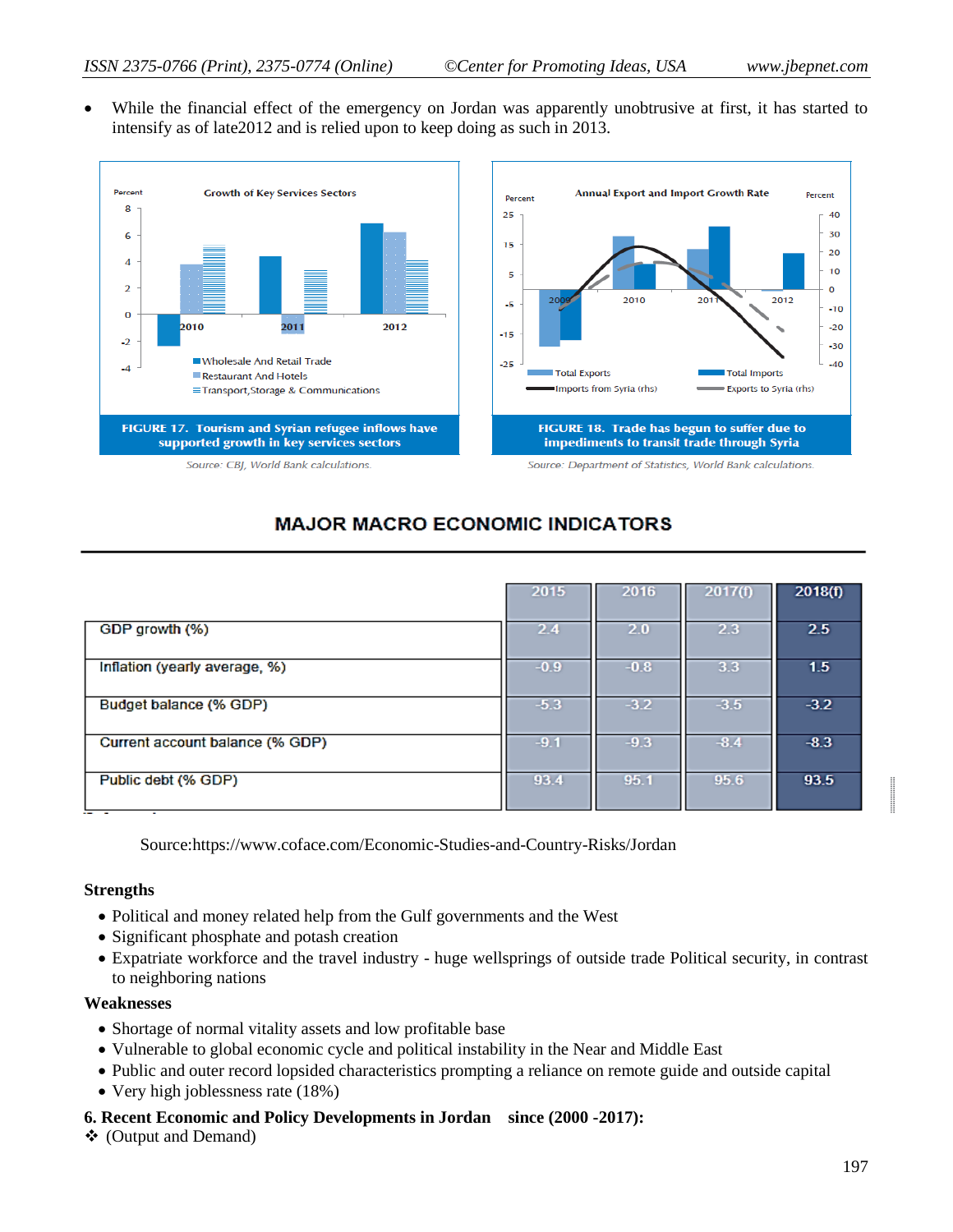- While the financial effect of the emergency on Jordan was apparently unobtrusive at first, it has started to intensify as of late2012 and is relied upon to keep doing as such in 2013.

FIGURE 17. Tourism and Syrian refugee inflows have supported growth in key services sectors

Source: CBJ, World Bank calculations.

FIGURE 18. Trade has begun to suffer due to impediments to transit trade through Syria

Source: Department of Statistics, World Bank calculations.

## MAJOR MACRO ECONOMIC INDICATORS

| | 2015 | 2016 | 2017(f) | 2018(f) |
|---|---|---|---|---|
| GDP growth (%) | 2.4 | 2.0 | 2.3 | 2.5 |
| Inflation (yearly average, %) | -0.9 | -0.8 | 3.3 | 1.5 |
| Budget balance (% GDP) | -5.3 | -3.2 | -3.5 | -3.2 |
| Current account balance (% GDP) | -9.1 | -9.3 | -8.4 | -8.3 |
| Public debt (% GDP) | 93.4 | 95.1 | 95.6 | 93.5 |

Source:https://www.coface.com/Economic-Studies-and-Country-Risks/Jordan

**Strengths**

- Political and money related help from the Gulf governments and the West
- Significant phosphate and potash creation
- Expatriate workforce and the travel industry - huge wellsprings of outside trade Political security, in contrast to neighboring nations

**Weaknesses**

- Shortage of normal vitality assets and low profitable base
- Vulnerable to global economic cycle and political instability in the Near and Middle East
- Public and outer record lopsided characteristics prompting a reliance on remote guide and outside capital
- Very high joblessness rate (18%)

**6. Recent Economic and Policy Developments in Jordan since (2000 -2017):**

❖ (Output and Demand)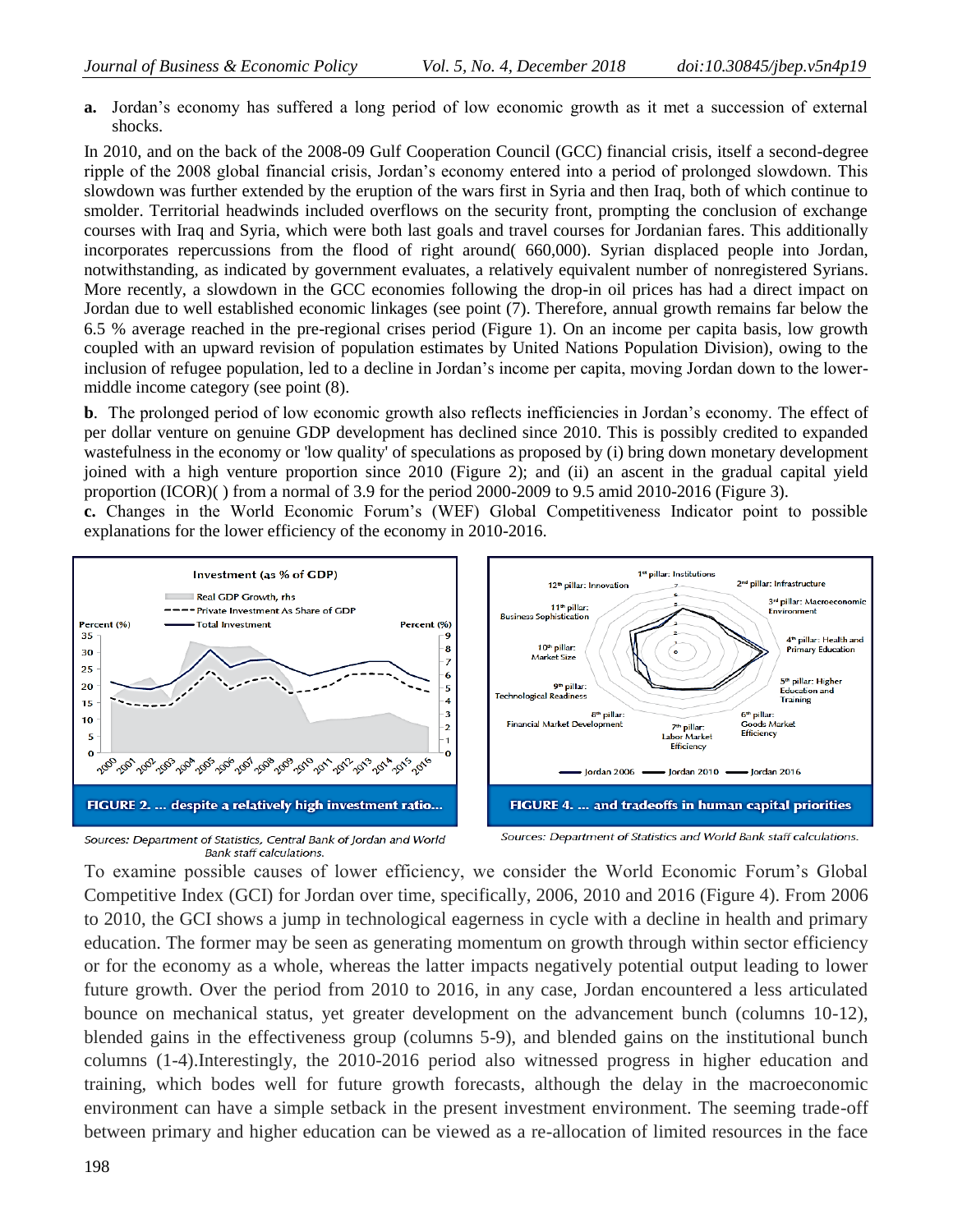**a.** Jordan's economy has suffered a long period of low economic growth as it met a succession of external shocks.

In 2010, and on the back of the 2008-09 Gulf Cooperation Council (GCC) financial crisis, itself a second-degree ripple of the 2008 global financial crisis, Jordan's economy entered into a period of prolonged slowdown. This slowdown was further extended by the eruption of the wars first in Syria and then Iraq, both of which continue to smolder. Territorial headwinds included overflows on the security front, prompting the conclusion of exchange courses with Iraq and Syria, which were both last goals and travel courses for Jordanian fares. This additionally incorporates repercussions from the flood of right around( 660,000). Syrian displaced people into Jordan, notwithstanding, as indicated by government evaluates, a relatively equivalent number of nonregistered Syrians. More recently, a slowdown in the GCC economies following the drop-in oil prices has had a direct impact on Jordan due to well established economic linkages (see point (7). Therefore, annual growth remains far below the 6.5 % average reached in the pre-regional crises period (Figure 1). On an income per capita basis, low growth coupled with an upward revision of population estimates by United Nations Population Division), owing to the inclusion of refugee population, led to a decline in Jordan's income per capita, moving Jordan down to the lower-middle income category (see point (8).

**b**. The prolonged period of low economic growth also reflects inefficiencies in Jordan's economy. The effect of per dollar venture on genuine GDP development has declined since 2010. This is possibly credited to expanded wastefulness in the economy or 'low quality' of speculations as proposed by (i) bring down monetary development joined with a high venture proportion since 2010 (Figure 2); and (ii) an ascent in the gradual capital yield proportion (ICOR)( ) from a normal of 3.9 for the period 2000-2009 to 9.5 amid 2010-2016 (Figure 3).

**c.** Changes in the World Economic Forum's (WEF) Global Competitiveness Indicator point to possible explanations for the lower efficiency of the economy in 2010-2016.

FIGURE 2. ... despite a relatively high investment ratio...

*Sources: Department of Statistics, Central Bank of Jordan and World Bank staff calculations.*

FIGURE 4. ... and tradeoffs in human capital priorities

*Sources: Department of Statistics and World Bank staff calculations.*

To examine possible causes of lower efficiency, we consider the World Economic Forum's Global Competitive Index (GCI) for Jordan over time, specifically, 2006, 2010 and 2016 (Figure 4). From 2006 to 2010, the GCI shows a jump in technological eagerness in cycle with a decline in health and primary education. The former may be seen as generating momentum on growth through within sector efficiency or for the economy as a whole, whereas the latter impacts negatively potential output leading to lower future growth. Over the period from 2010 to 2016, in any case, Jordan encountered a less articulated bounce on mechanical status, yet greater development on the advancement bunch (columns 10-12), blended gains in the effectiveness group (columns 5-9), and blended gains on the institutional bunch columns (1-4).Interestingly, the 2010-2016 period also witnessed progress in higher education and training, which bodes well for future growth forecasts, although the delay in the macroeconomic environment can have a simple setback in the present investment environment. The seeming trade-off between primary and higher education can be viewed as a re-allocation of limited resources in the face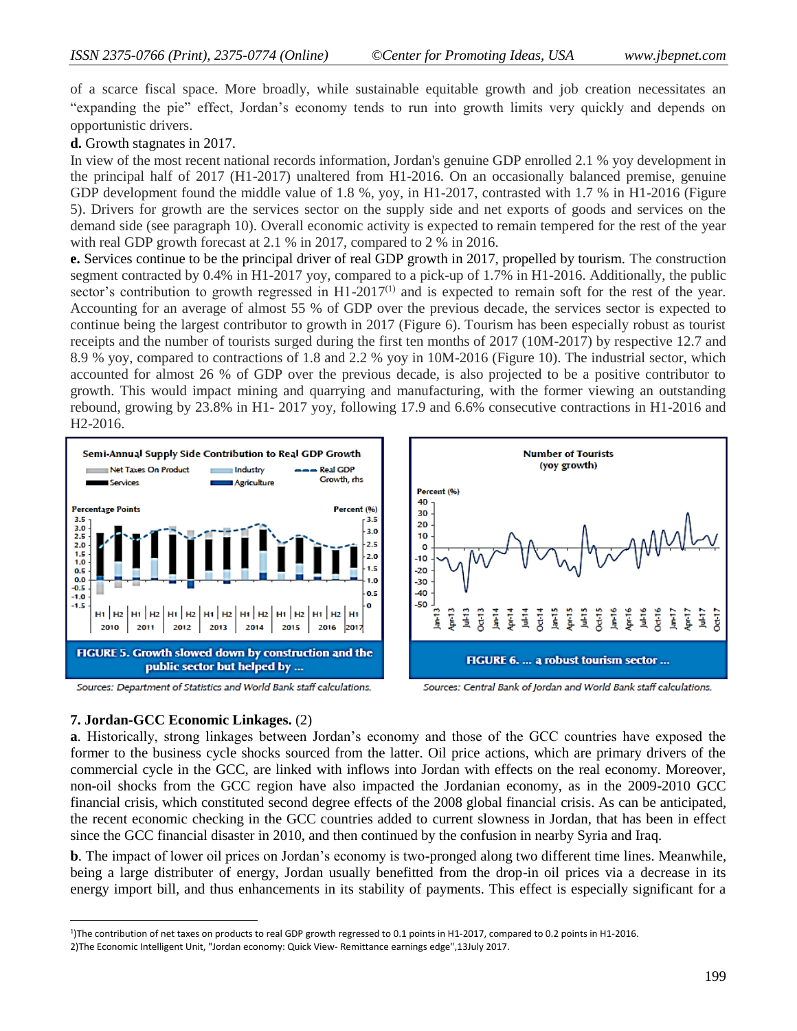of a scarce fiscal space. More broadly, while sustainable equitable growth and job creation necessitates an "expanding the pie" effect, Jordan's economy tends to run into growth limits very quickly and depends on opportunistic drivers.

**d.** Growth stagnates in 2017.

In view of the most recent national records information, Jordan's genuine GDP enrolled 2.1 % yoy development in the principal half of 2017 (H1-2017) unaltered from H1-2016. On an occasionally balanced premise, genuine GDP development found the middle value of 1.8 %, yoy, in H1-2017, contrasted with 1.7 % in H1-2016 (Figure 5). Drivers for growth are the services sector on the supply side and net exports of goods and services on the demand side (see paragraph 10). Overall economic activity is expected to remain tempered for the rest of the year with real GDP growth forecast at 2.1 % in 2017, compared to 2 % in 2016.

**e.** Services continue to be the principal driver of real GDP growth in 2017, propelled by tourism. The construction segment contracted by 0.4% in H1-2017 yoy, compared to a pick-up of 1.7% in H1-2016. Additionally, the public sector's contribution to growth regressed in H1-2017[(1)] and is expected to remain soft for the rest of the year. Accounting for an average of almost 55 % of GDP over the previous decade, the services sector is expected to continue being the largest contributor to growth in 2017 (Figure 6). Tourism has been especially robust as tourist receipts and the number of tourists surged during the first ten months of 2017 (10M-2017) by respective 12.7 and 8.9 % yoy, compared to contractions of 1.8 and 2.2 % yoy in 10M-2016 (Figure 10). The industrial sector, which accounted for almost 26 % of GDP over the previous decade, is also projected to be a positive contributor to growth. This would impact mining and quarrying and manufacturing, with the former viewing an outstanding rebound, growing by 23.8% in H1- 2017 yoy, following 17.9 and 6.6% consecutive contractions in H1-2016 and H2-2016.

Semi-Annual Supply Side Contribution to Real GDP Growth

FIGURE 5. Growth slowed down by construction and the public sector but helped by ...

Sources: Department of Statistics and World Bank staff calculations.

Number of Tourists (yoy growth)

FIGURE 6. ... a robust tourism sector ...

Sources: Central Bank of Jordan and World Bank staff calculations.

**7. Jordan-GCC Economic Linkages.** (2)

**a**. Historically, strong linkages between Jordan's economy and those of the GCC countries have exposed the former to the business cycle shocks sourced from the latter. Oil price actions, which are primary drivers of the commercial cycle in the GCC, are linked with inflows into Jordan with effects on the real economy. Moreover, non-oil shocks from the GCC region have also impacted the Jordanian economy, as in the 2009-2010 GCC financial crisis, which constituted second degree effects of the 2008 global financial crisis. As can be anticipated, the recent economic checking in the GCC countries added to current slowness in Jordan, that has been in effect since the GCC financial disaster in 2010, and then continued by the confusion in nearby Syria and Iraq.

**b**. The impact of lower oil prices on Jordan's economy is two-pronged along two different time lines. Meanwhile, being a large distributer of energy, Jordan usually benefitted from the drop-in oil prices via a decrease in its energy import bill, and thus enhancements in its stability of payments. This effect is especially significant for a

---

1)The contribution of net taxes on products to real GDP growth regressed to 0.1 points in H1-2017, compared to 0.2 points in H1-2016.

2)The Economic Intelligent Unit, "Jordan economy: Quick View- Remittance earnings edge",13July 2017.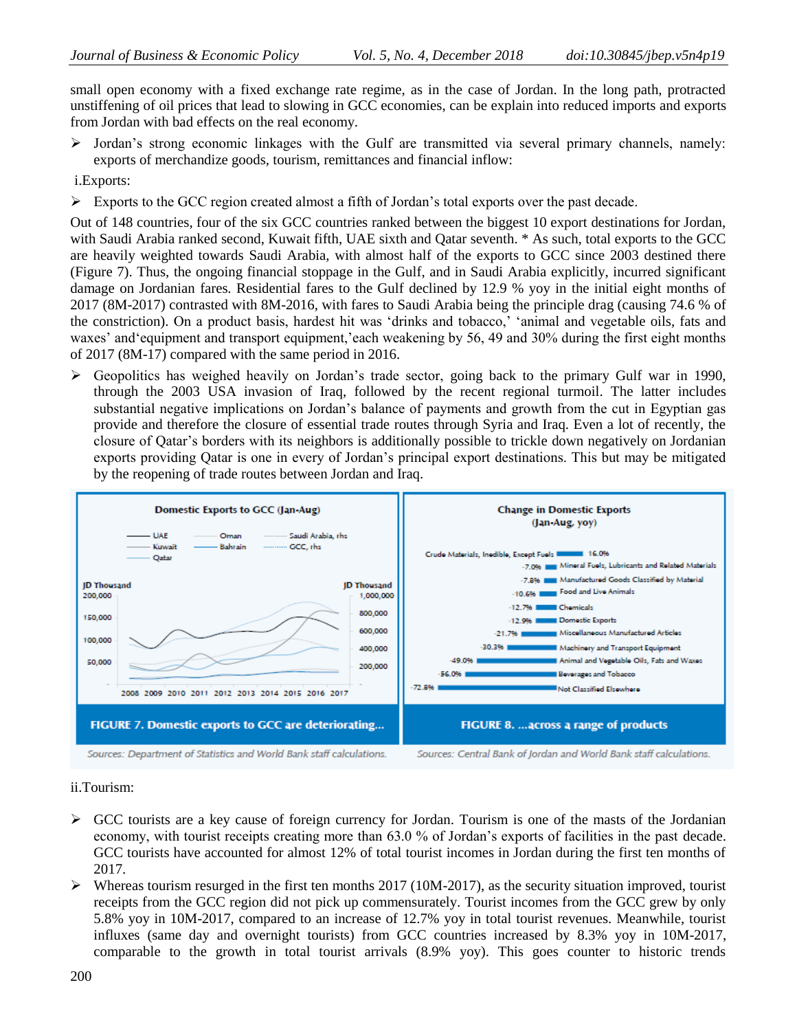small open economy with a fixed exchange rate regime, as in the case of Jordan. In the long path, protracted unstiffening of oil prices that lead to slowing in GCC economies, can be explain into reduced imports and exports from Jordan with bad effects on the real economy.

- Jordan's strong economic linkages with the Gulf are transmitted via several primary channels, namely: exports of merchandize goods, tourism, remittances and financial inflow:

i.Exports:

- Exports to the GCC region created almost a fifth of Jordan's total exports over the past decade.

Out of 148 countries, four of the six GCC countries ranked between the biggest 10 export destinations for Jordan, with Saudi Arabia ranked second, Kuwait fifth, UAE sixth and Qatar seventh. * As such, total exports to the GCC are heavily weighted towards Saudi Arabia, with almost half of the exports to GCC since 2003 destined there (Figure 7). Thus, the ongoing financial stoppage in the Gulf, and in Saudi Arabia explicitly, incurred significant damage on Jordanian fares. Residential fares to the Gulf declined by 12.9 % yoy in the initial eight months of 2017 (8M-2017) contrasted with 8M-2016, with fares to Saudi Arabia being the principle drag (causing 74.6 % of the constriction). On a product basis, hardest hit was 'drinks and tobacco,' 'animal and vegetable oils, fats and waxes' and'equipment and transport equipment,'each weakening by 56, 49 and 30% during the first eight months of 2017 (8M-17) compared with the same period in 2016.

- Geopolitics has weighed heavily on Jordan's trade sector, going back to the primary Gulf war in 1990, through the 2003 USA invasion of Iraq, followed by the recent regional turmoil. The latter includes substantial negative implications on Jordan's balance of payments and growth from the cut in Egyptian gas provide and therefore the closure of essential trade routes through Syria and Iraq. Even a lot of recently, the closure of Qatar's borders with its neighbors is additionally possible to trickle down negatively on Jordanian exports providing Qatar is one in every of Jordan's principal export destinations. This but may be mitigated by the reopening of trade routes between Jordan and Iraq.

**FIGURE 7. Domestic exports to GCC are deteriorating...**

Sources: Department of Statistics and World Bank staff calculations.

**FIGURE 8. ...across a range of products**

| Change in Domestic Exports (Jan-Aug, yoy) | |
|---|---|
| Crude Materials, Inedible, Except Fuels | 16.0% |
| Mineral Fuels, Lubricants and Related Materials | -7.0% |
| Manufactured Goods Classified by Material | -7.8% |
| Food and Live Animals | -10.6% |
| Chemicals | -12.7% |
| Domestic Exports | -12.9% |
| Miscellaneous Manufactured Articles | -21.7% |
| Machinery and Transport Equipment | -30.3% |
| Animal and Vegetable Oils, Fats and Waxes | -49.0% |
| Beverages and Tobacco | -56.0% |
| Not Classified Elsewhere | -72.8% |

Sources: Central Bank of Jordan and World Bank staff calculations.

ii.Tourism:

- GCC tourists are a key cause of foreign currency for Jordan. Tourism is one of the masts of the Jordanian economy, with tourist receipts creating more than 63.0 % of Jordan's exports of facilities in the past decade. GCC tourists have accounted for almost 12% of total tourist incomes in Jordan during the first ten months of 2017.
- Whereas tourism resurged in the first ten months 2017 (10M-2017), as the security situation improved, tourist receipts from the GCC region did not pick up commensurately. Tourist incomes from the GCC grew by only 5.8% yoy in 10M-2017, compared to an increase of 12.7% yoy in total tourist revenues. Meanwhile, tourist influxes (same day and overnight tourists) from GCC countries increased by 8.3% yoy in 10M-2017, comparable to the growth in total tourist arrivals (8.9% yoy). This goes counter to historic trends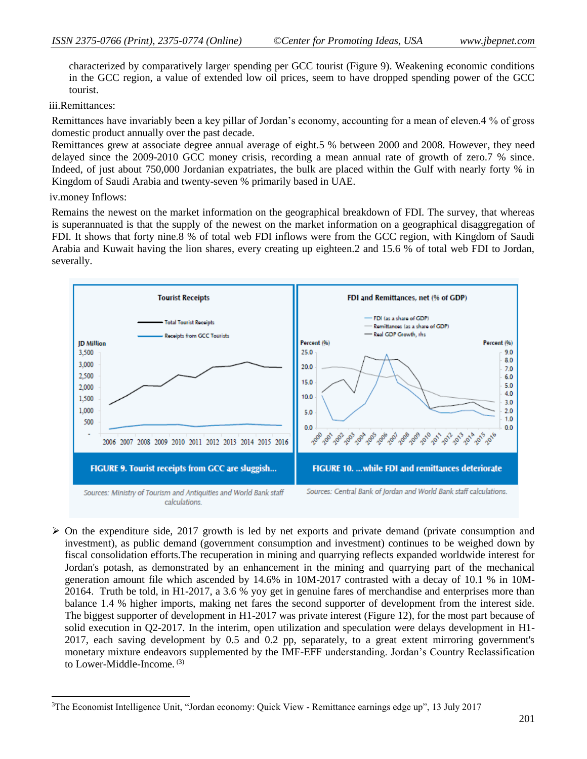characterized by comparatively larger spending per GCC tourist (Figure 9). Weakening economic conditions in the GCC region, a value of extended low oil prices, seem to have dropped spending power of the GCC tourist.

iii.Remittances:

Remittances have invariably been a key pillar of Jordan's economy, accounting for a mean of eleven.4 % of gross domestic product annually over the past decade.

Remittances grew at associate degree annual average of eight.5 % between 2000 and 2008. However, they need delayed since the 2009-2010 GCC money crisis, recording a mean annual rate of growth of zero.7 % since. Indeed, of just about 750,000 Jordanian expatriates, the bulk are placed within the Gulf with nearly forty % in Kingdom of Saudi Arabia and twenty-seven % primarily based in UAE.

iv.money Inflows:

Remains the newest on the market information on the geographical breakdown of FDI. The survey, that whereas is superannuated is that the supply of the newest on the market information on a geographical disaggregation of FDI. It shows that forty nine.8 % of total web FDI inflows were from the GCC region, with Kingdom of Saudi Arabia and Kuwait having the lion shares, every creating up eighteen.2 and 15.6 % of total web FDI to Jordan, severally.

FIGURE 9. Tourist receipts from GCC are sluggish...

Sources: Ministry of Tourism and Antiquities and World Bank staff calculations.

FIGURE 10. ...while FDI and remittances deteriorate

Sources: Central Bank of Jordan and World Bank staff calculations.

- On the expenditure side, 2017 growth is led by net exports and private demand (private consumption and investment), as public demand (government consumption and investment) continues to be weighed down by fiscal consolidation efforts.The recuperation in mining and quarrying reflects expanded worldwide interest for Jordan's potash, as demonstrated by an enhancement in the mining and quarrying part of the mechanical generation amount file which ascended by 14.6% in 10M-2017 contrasted with a decay of 10.1 % in 10M-20164. Truth be told, in H1-2017, a 3.6 % yoy get in genuine fares of merchandise and enterprises more than balance 1.4 % higher imports, making net fares the second supporter of development from the interest side. The biggest supporter of development in H1-2017 was private interest (Figure 12), for the most part because of solid execution in Q2-2017. In the interim, open utilization and speculation were delays development in H1-2017, each saving development by 0.5 and 0.2 pp, separately, to a great extent mirroring government's monetary mixture endeavors supplemented by the IMF-EFF understanding. Jordan's Country Reclassification to Lower-Middle-Income. [3]

---

[3]The Economist Intelligence Unit, "Jordan economy: Quick View - Remittance earnings edge up", 13 July 2017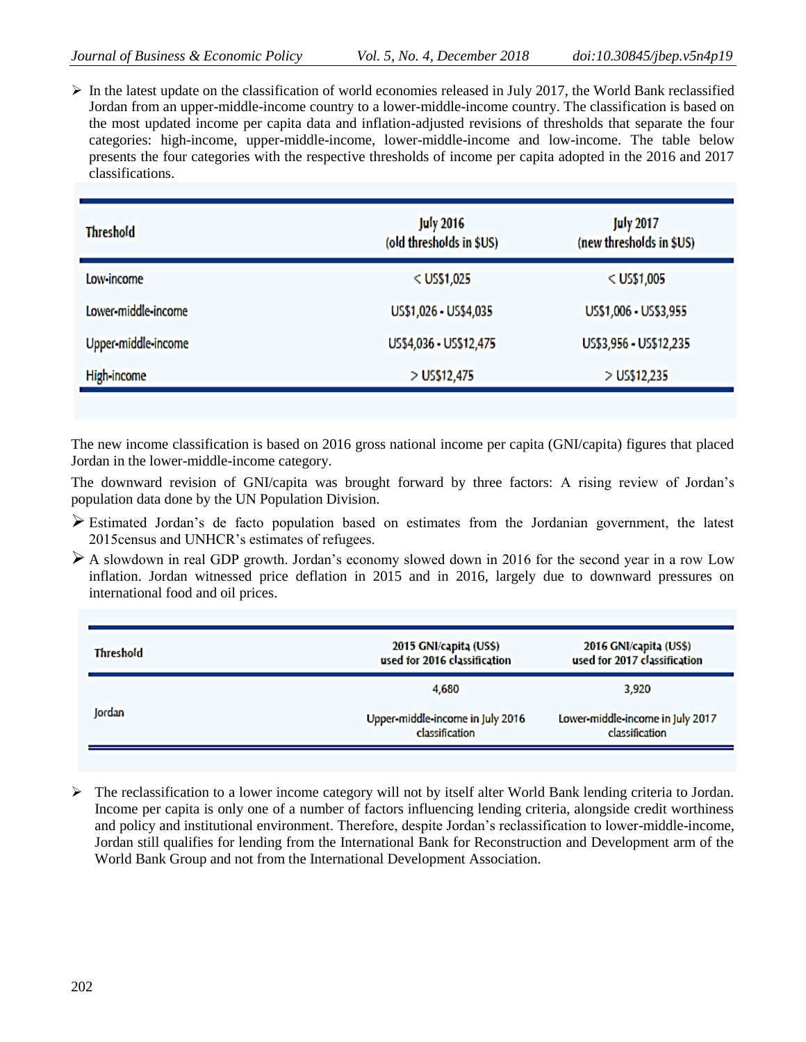- In the latest update on the classification of world economies released in July 2017, the World Bank reclassified Jordan from an upper-middle-income country to a lower-middle-income country. The classification is based on the most updated income per capita data and inflation-adjusted revisions of thresholds that separate the four categories: high-income, upper-middle-income, lower-middle-income and low-income. The table below presents the four categories with the respective thresholds of income per capita adopted in the 2016 and 2017 classifications.

| Threshold | July 2016 (old thresholds in $US) | July 2017 (new thresholds in $US) |
|---|---|---|
| Low-income | < US$1,025 | < US$1,005 |
| Lower-middle-income | US$1,026 - US$4,035 | US$1,006 - US$3,955 |
| Upper-middle-income | US$4,036 - US$12,475 | US$3,956 - US$12,235 |
| High-income | > US$12,475 | > US$12,235 |

The new income classification is based on 2016 gross national income per capita (GNI/capita) figures that placed Jordan in the lower-middle-income category.

The downward revision of GNI/capita was brought forward by three factors: A rising review of Jordan's population data done by the UN Population Division.

- Estimated Jordan's de facto population based on estimates from the Jordanian government, the latest 2015census and UNHCR's estimates of refugees.
- A slowdown in real GDP growth. Jordan's economy slowed down in 2016 for the second year in a row Low inflation. Jordan witnessed price deflation in 2015 and in 2016, largely due to downward pressures on international food and oil prices.

| Threshold | 2015 GNI/capita (US$) used for 2016 classification | 2016 GNI/capita (US$) used for 2017 classification |
|---|---|---|
| Jordan | 4,680 | 3,920 |
| | Upper-middle-income in July 2016 classification | Lower-middle-income in July 2017 classification |

- The reclassification to a lower income category will not by itself alter World Bank lending criteria to Jordan. Income per capita is only one of a number of factors influencing lending criteria, alongside credit worthiness and policy and institutional environment. Therefore, despite Jordan's reclassification to lower-middle-income, Jordan still qualifies for lending from the International Bank for Reconstruction and Development arm of the World Bank Group and not from the International Development Association.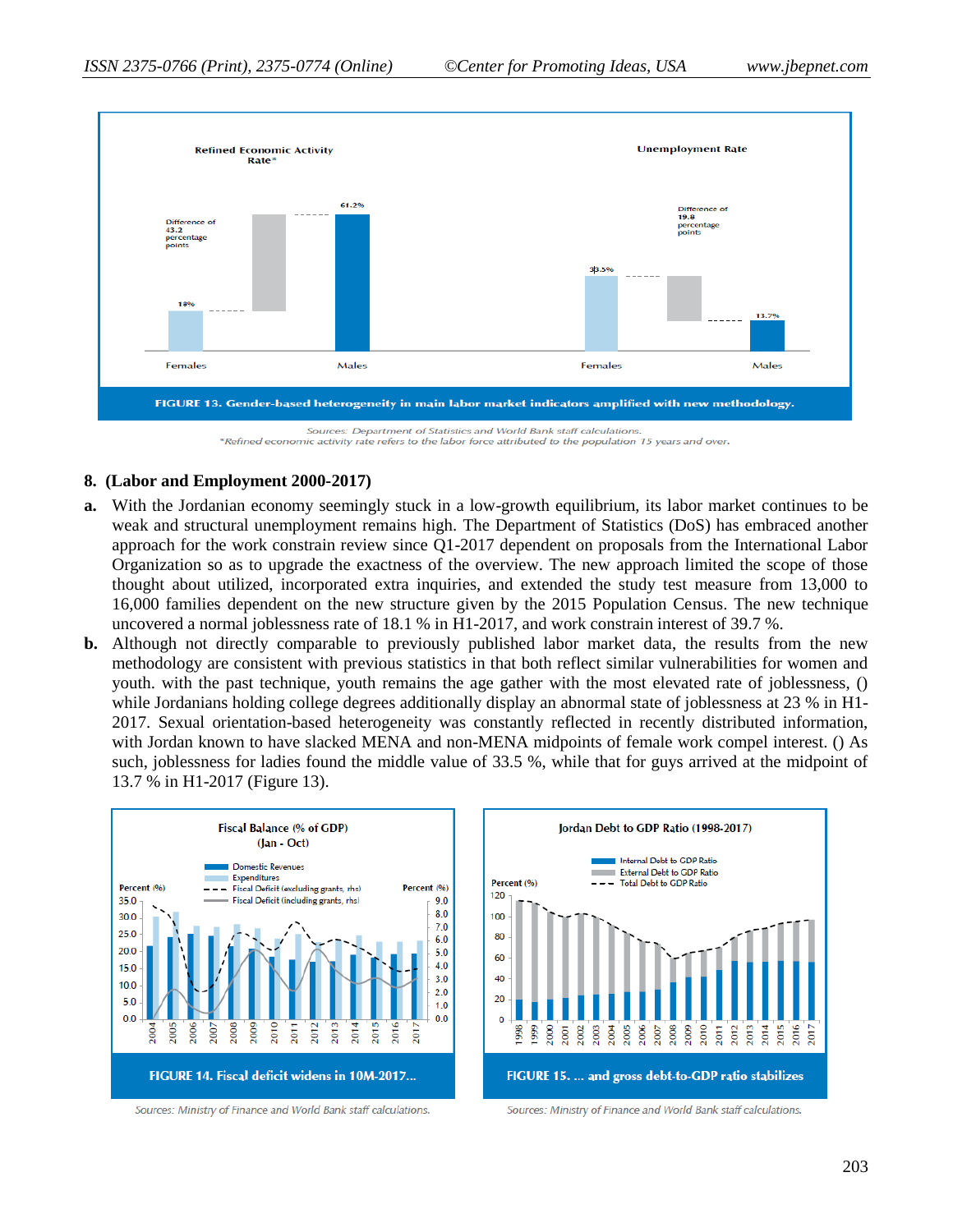FIGURE 13. Gender-based heterogeneity in main labor market indicators amplified with new methodology.

Sources: Department of Statistics and World Bank staff calculations.
*Refined economic activity rate refers to the labor force attributed to the population 15 years and over.

## 8. (Labor and Employment 2000-2017)

**a.** With the Jordanian economy seemingly stuck in a low-growth equilibrium, its labor market continues to be weak and structural unemployment remains high. The Department of Statistics (DoS) has embraced another approach for the work constrain review since Q1-2017 dependent on proposals from the International Labor Organization so as to upgrade the exactness of the overview. The new approach limited the scope of those thought about utilized, incorporated extra inquiries, and extended the study test measure from 13,000 to 16,000 families dependent on the new structure given by the 2015 Population Census. The new technique uncovered a normal joblessness rate of 18.1 % in H1-2017, and work constrain interest of 39.7 %.

**b.** Although not directly comparable to previously published labor market data, the results from the new methodology are consistent with previous statistics in that both reflect similar vulnerabilities for women and youth. with the past technique, youth remains the age gather with the most elevated rate of joblessness, () while Jordanians holding college degrees additionally display an abnormal state of joblessness at 23 % in H1-2017. Sexual orientation-based heterogeneity was constantly reflected in recently distributed information, with Jordan known to have slacked MENA and non-MENA midpoints of female work compel interest. () As such, joblessness for ladies found the middle value of 33.5 %, while that for guys arrived at the midpoint of 13.7 % in H1-2017 (Figure 13).

FIGURE 14. Fiscal deficit widens in 10M-2017...

Sources: Ministry of Finance and World Bank staff calculations.

FIGURE 15. ... and gross debt-to-GDP ratio stabilizes

Sources: Ministry of Finance and World Bank staff calculations.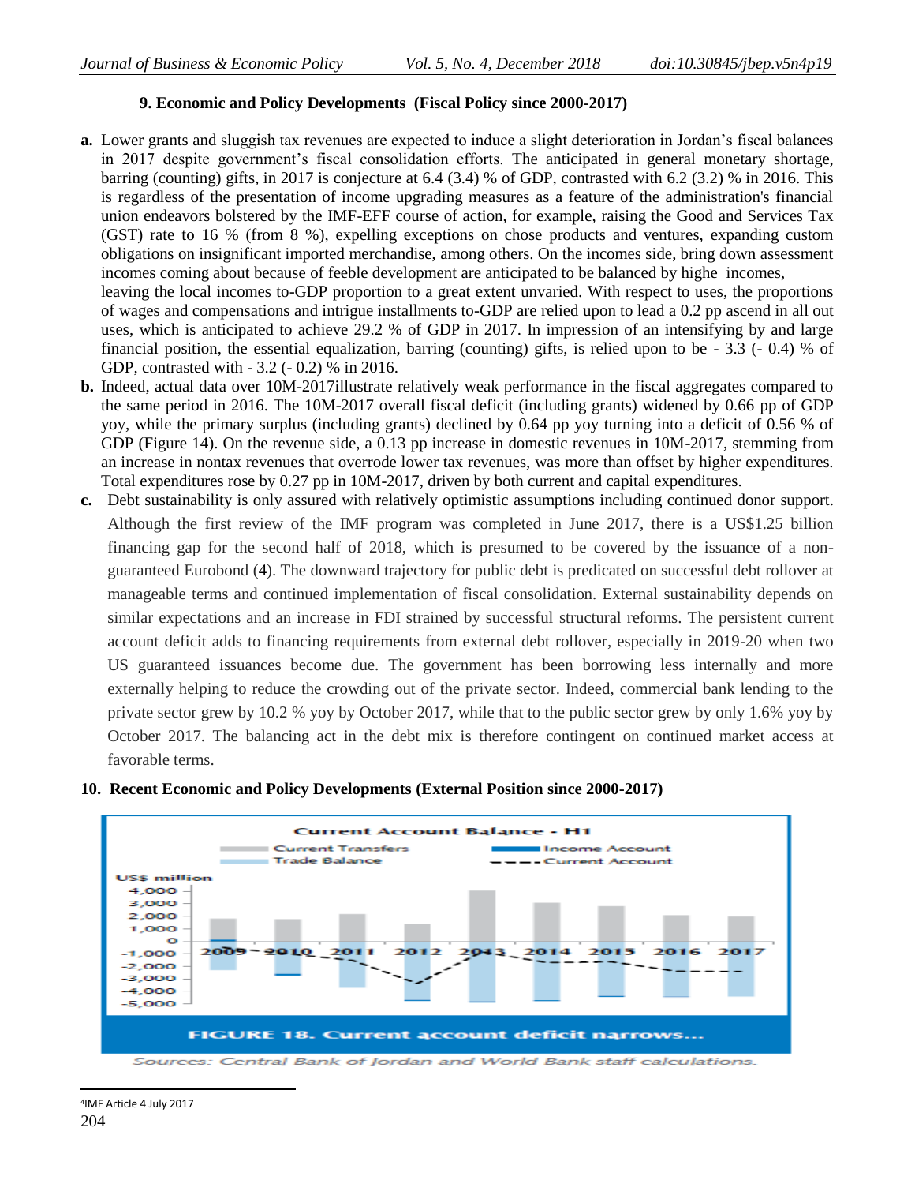**9. Economic and Policy Developments (Fiscal Policy since 2000-2017)**

**a.** Lower grants and sluggish tax revenues are expected to induce a slight deterioration in Jordan's fiscal balances in 2017 despite government's fiscal consolidation efforts. The anticipated in general monetary shortage, barring (counting) gifts, in 2017 is conjecture at 6.4 (3.4) % of GDP, contrasted with 6.2 (3.2) % in 2016. This is regardless of the presentation of income upgrading measures as a feature of the administration's financial union endeavors bolstered by the IMF-EFF course of action, for example, raising the Good and Services Tax (GST) rate to 16 % (from 8 %), expelling exceptions on chose products and ventures, expanding custom obligations on insignificant imported merchandise, among others. On the incomes side, bring down assessment incomes coming about because of feeble development are anticipated to be balanced by highe incomes, leaving the local incomes to-GDP proportion to a great extent unvaried. With respect to uses, the proportions of wages and compensations and intrigue installments to-GDP are relied upon to lead a 0.2 pp ascend in all out uses, which is anticipated to achieve 29.2 % of GDP in 2017. In impression of an intensifying by and large financial position, the essential equalization, barring (counting) gifts, is relied upon to be - 3.3 (- 0.4) % of GDP, contrasted with - 3.2 (- 0.2) % in 2016.

**b.** Indeed, actual data over 10M-2017illustrate relatively weak performance in the fiscal aggregates compared to the same period in 2016. The 10M-2017 overall fiscal deficit (including grants) widened by 0.66 pp of GDP yoy, while the primary surplus (including grants) declined by 0.64 pp yoy turning into a deficit of 0.56 % of GDP (Figure 14). On the revenue side, a 0.13 pp increase in domestic revenues in 10M-2017, stemming from an increase in nontax revenues that overrode lower tax revenues, was more than offset by higher expenditures. Total expenditures rose by 0.27 pp in 10M-2017, driven by both current and capital expenditures.

**c.** Debt sustainability is only assured with relatively optimistic assumptions including continued donor support. Although the first review of the IMF program was completed in June 2017, there is a US$1.25 billion financing gap for the second half of 2018, which is presumed to be covered by the issuance of a non-guaranteed Eurobond (4). The downward trajectory for public debt is predicated on successful debt rollover at manageable terms and continued implementation of fiscal consolidation. External sustainability depends on similar expectations and an increase in FDI strained by successful structural reforms. The persistent current account deficit adds to financing requirements from external debt rollover, especially in 2019-20 when two US guaranteed issuances become due. The government has been borrowing less internally and more externally helping to reduce the crowding out of the private sector. Indeed, commercial bank lending to the private sector grew by 10.2 % yoy by October 2017, while that to the public sector grew by only 1.6% yoy by October 2017. The balancing act in the debt mix is therefore contingent on continued market access at favorable terms.

**10. Recent Economic and Policy Developments (External Position since 2000-2017)**

Current Account Balance - H1

FIGURE 18. Current account deficit narrows...

Sources: Central Bank of Jordan and World Bank staff calculations.

[4] IMF Article 4 July 2017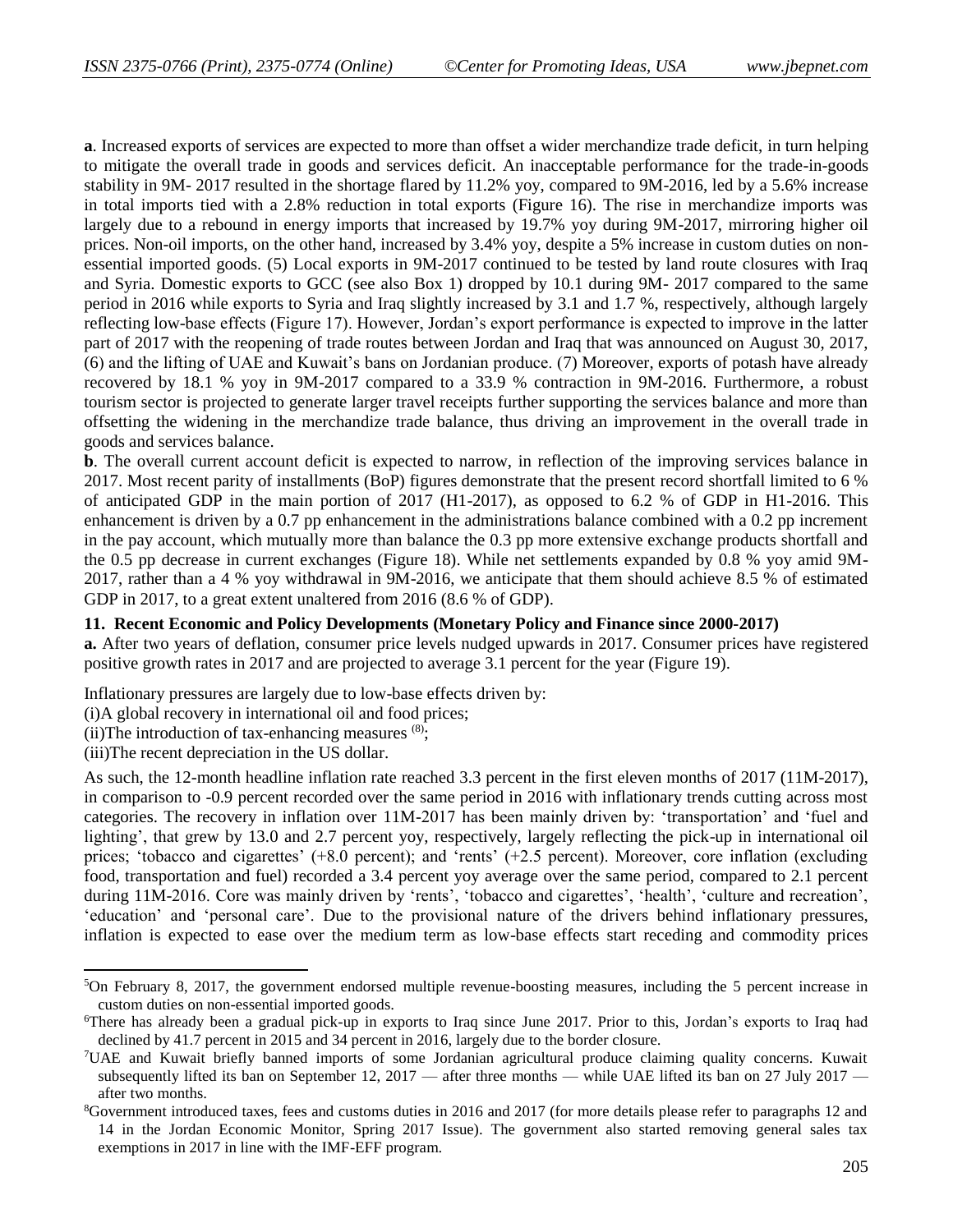**a**. Increased exports of services are expected to more than offset a wider merchandize trade deficit, in turn helping to mitigate the overall trade in goods and services deficit. An inacceptable performance for the trade-in-goods stability in 9M- 2017 resulted in the shortage flared by 11.2% yoy, compared to 9M-2016, led by a 5.6% increase in total imports tied with a 2.8% reduction in total exports (Figure 16). The rise in merchandize imports was largely due to a rebound in energy imports that increased by 19.7% yoy during 9M-2017, mirroring higher oil prices. Non-oil imports, on the other hand, increased by 3.4% yoy, despite a 5% increase in custom duties on non-essential imported goods. (5) Local exports in 9M-2017 continued to be tested by land route closures with Iraq and Syria. Domestic exports to GCC (see also Box 1) dropped by 10.1 during 9M- 2017 compared to the same period in 2016 while exports to Syria and Iraq slightly increased by 3.1 and 1.7 %, respectively, although largely reflecting low-base effects (Figure 17). However, Jordan's export performance is expected to improve in the latter part of 2017 with the reopening of trade routes between Jordan and Iraq that was announced on August 30, 2017, (6) and the lifting of UAE and Kuwait's bans on Jordanian produce. (7) Moreover, exports of potash have already recovered by 18.1 % yoy in 9M-2017 compared to a 33.9 % contraction in 9M-2016. Furthermore, a robust tourism sector is projected to generate larger travel receipts further supporting the services balance and more than offsetting the widening in the merchandize trade balance, thus driving an improvement in the overall trade in goods and services balance.

**b**. The overall current account deficit is expected to narrow, in reflection of the improving services balance in 2017. Most recent parity of installments (BoP) figures demonstrate that the present record shortfall limited to 6 % of anticipated GDP in the main portion of 2017 (H1-2017), as opposed to 6.2 % of GDP in H1-2016. This enhancement is driven by a 0.7 pp enhancement in the administrations balance combined with a 0.2 pp increment in the pay account, which mutually more than balance the 0.3 pp more extensive exchange products shortfall and the 0.5 pp decrease in current exchanges (Figure 18). While net settlements expanded by 0.8 % yoy amid 9M-2017, rather than a 4 % yoy withdrawal in 9M-2016, we anticipate that them should achieve 8.5 % of estimated GDP in 2017, to a great extent unaltered from 2016 (8.6 % of GDP).

**11. Recent Economic and Policy Developments (Monetary Policy and Finance since 2000-2017)**

**a.** After two years of deflation, consumer price levels nudged upwards in 2017. Consumer prices have registered positive growth rates in 2017 and are projected to average 3.1 percent for the year (Figure 19).

Inflationary pressures are largely due to low-base effects driven by:

(i)A global recovery in international oil and food prices;

(ii)The introduction of tax-enhancing measures [8];

(iii)The recent depreciation in the US dollar.

As such, the 12-month headline inflation rate reached 3.3 percent in the first eleven months of 2017 (11M-2017), in comparison to -0.9 percent recorded over the same period in 2016 with inflationary trends cutting across most categories. The recovery in inflation over 11M-2017 has been mainly driven by: 'transportation' and 'fuel and lighting', that grew by 13.0 and 2.7 percent yoy, respectively, largely reflecting the pick-up in international oil prices; 'tobacco and cigarettes' (+8.0 percent); and 'rents' (+2.5 percent). Moreover, core inflation (excluding food, transportation and fuel) recorded a 3.4 percent yoy average over the same period, compared to 2.1 percent during 11M-2016. Core was mainly driven by 'rents', 'tobacco and cigarettes', 'health', 'culture and recreation', 'education' and 'personal care'. Due to the provisional nature of the drivers behind inflationary pressures, inflation is expected to ease over the medium term as low-base effects start receding and commodity prices

---

[5]On February 8, 2017, the government endorsed multiple revenue-boosting measures, including the 5 percent increase in custom duties on non-essential imported goods.

[6]There has already been a gradual pick-up in exports to Iraq since June 2017. Prior to this, Jordan's exports to Iraq had declined by 41.7 percent in 2015 and 34 percent in 2016, largely due to the border closure.

[7]UAE and Kuwait briefly banned imports of some Jordanian agricultural produce claiming quality concerns. Kuwait subsequently lifted its ban on September 12, 2017 — after three months — while UAE lifted its ban on 27 July 2017 — after two months.

[8]Government introduced taxes, fees and customs duties in 2016 and 2017 (for more details please refer to paragraphs 12 and 14 in the Jordan Economic Monitor, Spring 2017 Issue). The government also started removing general sales tax exemptions in 2017 in line with the IMF-EFF program.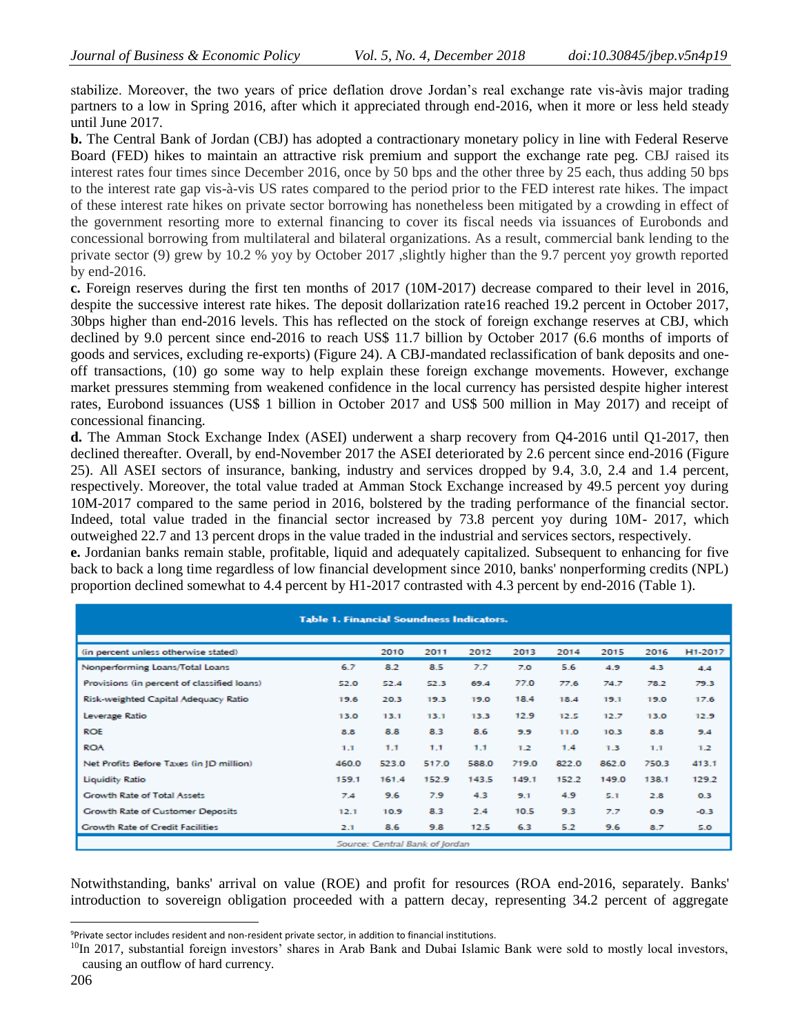stabilize. Moreover, the two years of price deflation drove Jordan's real exchange rate vis-àvis major trading partners to a low in Spring 2016, after which it appreciated through end-2016, when it more or less held steady until June 2017.

**b.** The Central Bank of Jordan (CBJ) has adopted a contractionary monetary policy in line with Federal Reserve Board (FED) hikes to maintain an attractive risk premium and support the exchange rate peg. CBJ raised its interest rates four times since December 2016, once by 50 bps and the other three by 25 each, thus adding 50 bps to the interest rate gap vis-à-vis US rates compared to the period prior to the FED interest rate hikes. The impact of these interest rate hikes on private sector borrowing has nonetheless been mitigated by a crowding in effect of the government resorting more to external financing to cover its fiscal needs via issuances of Eurobonds and concessional borrowing from multilateral and bilateral organizations. As a result, commercial bank lending to the private sector (9) grew by 10.2 % yoy by October 2017 ,slightly higher than the 9.7 percent yoy growth reported by end-2016.

**c.** Foreign reserves during the first ten months of 2017 (10M-2017) decrease compared to their level in 2016, despite the successive interest rate hikes. The deposit dollarization rate16 reached 19.2 percent in October 2017, 30bps higher than end-2016 levels. This has reflected on the stock of foreign exchange reserves at CBJ, which declined by 9.0 percent since end-2016 to reach US$ 11.7 billion by October 2017 (6.6 months of imports of goods and services, excluding re-exports) (Figure 24). A CBJ-mandated reclassification of bank deposits and one-off transactions, (10) go some way to help explain these foreign exchange movements. However, exchange market pressures stemming from weakened confidence in the local currency has persisted despite higher interest rates, Eurobond issuances (US$ 1 billion in October 2017 and US$ 500 million in May 2017) and receipt of concessional financing.

**d.** The Amman Stock Exchange Index (ASEI) underwent a sharp recovery from Q4-2016 until Q1-2017, then declined thereafter. Overall, by end-November 2017 the ASEI deteriorated by 2.6 percent since end-2016 (Figure 25). All ASEI sectors of insurance, banking, industry and services dropped by 9.4, 3.0, 2.4 and 1.4 percent, respectively. Moreover, the total value traded at Amman Stock Exchange increased by 49.5 percent yoy during 10M-2017 compared to the same period in 2016, bolstered by the trading performance of the financial sector. Indeed, total value traded in the financial sector increased by 73.8 percent yoy during 10M- 2017, which outweighed 22.7 and 13 percent drops in the value traded in the industrial and services sectors, respectively.

**e.** Jordanian banks remain stable, profitable, liquid and adequately capitalized. Subsequent to enhancing for five back to back a long time regardless of low financial development since 2010, banks' nonperforming credits (NPL) proportion declined somewhat to 4.4 percent by H1-2017 contrasted with 4.3 percent by end-2016 (Table 1).

**Table 1. Financial Soundness Indicators.**

| (in percent unless otherwise stated) | 2010 | 2011 | 2012 | 2013 | 2014 | 2015 | 2016 | H1-2017 |
|---|---|---|---|---|---|---|---|---|
| Nonperforming Loans/Total Loans | 6.7 | 8.2 | 8.5 | 7.7 | 7.0 | 5.6 | 4.9 | 4.3 | 4.4 |
| Provisions (in percent of classified loans) | 52.0 | 52.4 | 52.3 | 69.4 | 77.0 | 77.6 | 74.7 | 78.2 | 79.3 |
| Risk-weighted Capital Adequacy Ratio | 19.6 | 20.3 | 19.3 | 19.0 | 18.4 | 18.4 | 19.1 | 19.0 | 17.6 |
| Leverage Ratio | 13.0 | 13.1 | 13.1 | 13.3 | 12.9 | 12.5 | 12.7 | 13.0 | 12.9 |
| ROE | 8.8 | 8.8 | 8.3 | 8.6 | 9.9 | 11.0 | 10.3 | 8.8 | 9.4 |
| ROA | 1.1 | 1.1 | 1.1 | 1.1 | 1.2 | 1.4 | 1.3 | 1.1 | 1.2 |
| Net Profits Before Taxes (in JD million) | 460.0 | 523.0 | 517.0 | 588.0 | 719.0 | 822.0 | 862.0 | 750.3 | 413.1 |
| Liquidity Ratio | 159.1 | 161.4 | 152.9 | 143.5 | 149.1 | 152.2 | 149.0 | 138.1 | 129.2 |
| Growth Rate of Total Assets | 7.4 | 9.6 | 7.9 | 4.3 | 9.1 | 4.9 | 5.1 | 2.8 | 0.3 |
| Growth Rate of Customer Deposits | 12.1 | 10.9 | 8.3 | 2.4 | 10.5 | 9.3 | 7.7 | 0.9 | -0.3 |
| Growth Rate of Credit Facilities | 2.1 | 8.6 | 9.8 | 12.5 | 6.3 | 5.2 | 9.6 | 8.7 | 5.0 |

Source: Central Bank of Jordan

Notwithstanding, banks' arrival on value (ROE) and profit for resources (ROA end-2016, separately. Banks' introduction to sovereign obligation proceeded with a pattern decay, representing 34.2 percent of aggregate

[9] Private sector includes resident and non-resident private sector, in addition to financial institutions.

[10] In 2017, substantial foreign investors' shares in Arab Bank and Dubai Islamic Bank were sold to mostly local investors, causing an outflow of hard currency.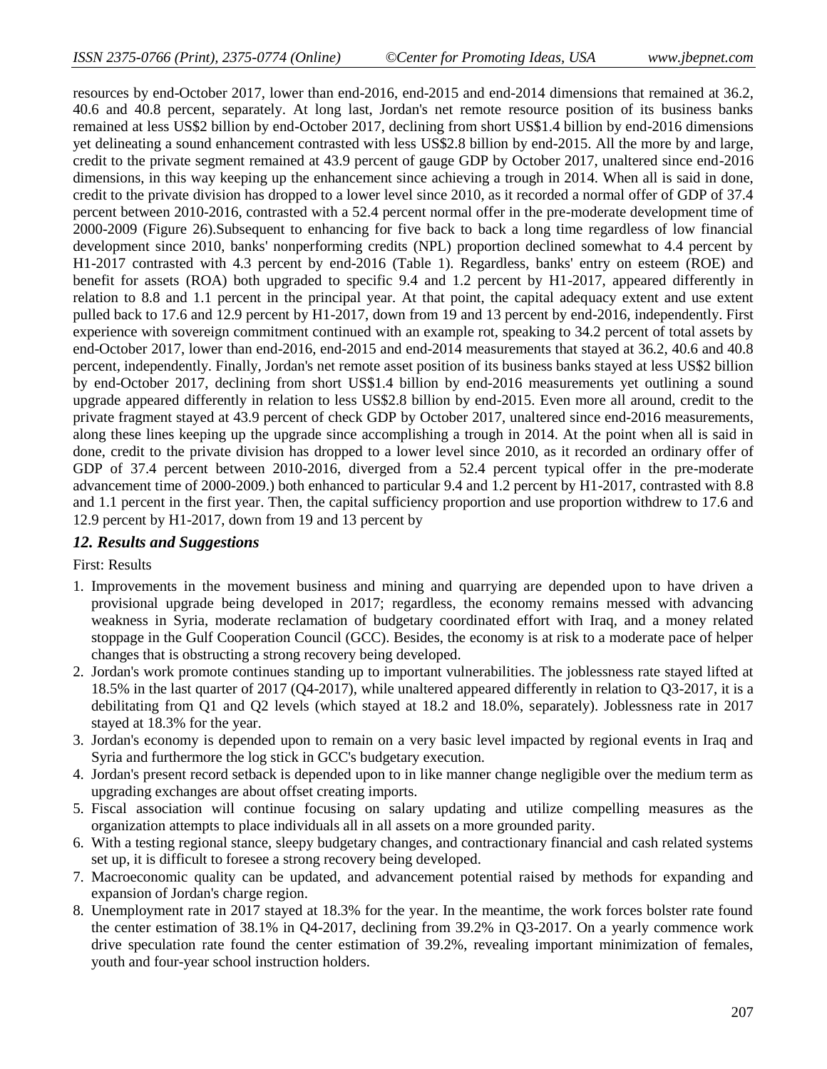resources by end-October 2017, lower than end-2016, end-2015 and end-2014 dimensions that remained at 36.2, 40.6 and 40.8 percent, separately. At long last, Jordan's net remote resource position of its business banks remained at less US$2 billion by end-October 2017, declining from short US$1.4 billion by end-2016 dimensions yet delineating a sound enhancement contrasted with less US$2.8 billion by end-2015. All the more by and large, credit to the private segment remained at 43.9 percent of gauge GDP by October 2017, unaltered since end-2016 dimensions, in this way keeping up the enhancement since achieving a trough in 2014. When all is said in done, credit to the private division has dropped to a lower level since 2010, as it recorded a normal offer of GDP of 37.4 percent between 2010-2016, contrasted with a 52.4 percent normal offer in the pre-moderate development time of 2000-2009 (Figure 26).Subsequent to enhancing for five back to back a long time regardless of low financial development since 2010, banks' nonperforming credits (NPL) proportion declined somewhat to 4.4 percent by H1-2017 contrasted with 4.3 percent by end-2016 (Table 1). Regardless, banks' entry on esteem (ROE) and benefit for assets (ROA) both upgraded to specific 9.4 and 1.2 percent by H1-2017, appeared differently in relation to 8.8 and 1.1 percent in the principal year. At that point, the capital adequacy extent and use extent pulled back to 17.6 and 12.9 percent by H1-2017, down from 19 and 13 percent by end-2016, independently. First experience with sovereign commitment continued with an example rot, speaking to 34.2 percent of total assets by end-October 2017, lower than end-2016, end-2015 and end-2014 measurements that stayed at 36.2, 40.6 and 40.8 percent, independently. Finally, Jordan's net remote asset position of its business banks stayed at less US$2 billion by end-October 2017, declining from short US$1.4 billion by end-2016 measurements yet outlining a sound upgrade appeared differently in relation to less US$2.8 billion by end-2015. Even more all around, credit to the private fragment stayed at 43.9 percent of check GDP by October 2017, unaltered since end-2016 measurements, along these lines keeping up the upgrade since accomplishing a trough in 2014. At the point when all is said in done, credit to the private division has dropped to a lower level since 2010, as it recorded an ordinary offer of GDP of 37.4 percent between 2010-2016, diverged from a 52.4 percent typical offer in the pre-moderate advancement time of 2000-2009.) both enhanced to particular 9.4 and 1.2 percent by H1-2017, contrasted with 8.8 and 1.1 percent in the first year. Then, the capital sufficiency proportion and use proportion withdrew to 17.6 and 12.9 percent by H1-2017, down from 19 and 13 percent by

## *12. Results and Suggestions*

First: Results

1. Improvements in the movement business and mining and quarrying are depended upon to have driven a provisional upgrade being developed in 2017; regardless, the economy remains messed with advancing weakness in Syria, moderate reclamation of budgetary coordinated effort with Iraq, and a money related stoppage in the Gulf Cooperation Council (GCC). Besides, the economy is at risk to a moderate pace of helper changes that is obstructing a strong recovery being developed.
2. Jordan's work promote continues standing up to important vulnerabilities. The joblessness rate stayed lifted at 18.5% in the last quarter of 2017 (Q4-2017), while unaltered appeared differently in relation to Q3-2017, it is a debilitating from Q1 and Q2 levels (which stayed at 18.2 and 18.0%, separately). Joblessness rate in 2017 stayed at 18.3% for the year.
3. Jordan's economy is depended upon to remain on a very basic level impacted by regional events in Iraq and Syria and furthermore the log stick in GCC's budgetary execution.
4. Jordan's present record setback is depended upon to in like manner change negligible over the medium term as upgrading exchanges are about offset creating imports.
5. Fiscal association will continue focusing on salary updating and utilize compelling measures as the organization attempts to place individuals all in all assets on a more grounded parity.
6. With a testing regional stance, sleepy budgetary changes, and contractionary financial and cash related systems set up, it is difficult to foresee a strong recovery being developed.
7. Macroeconomic quality can be updated, and advancement potential raised by methods for expanding and expansion of Jordan's charge region.
8. Unemployment rate in 2017 stayed at 18.3% for the year. In the meantime, the work forces bolster rate found the center estimation of 38.1% in Q4-2017, declining from 39.2% in Q3-2017. On a yearly commence work drive speculation rate found the center estimation of 39.2%, revealing important minimization of females, youth and four-year school instruction holders.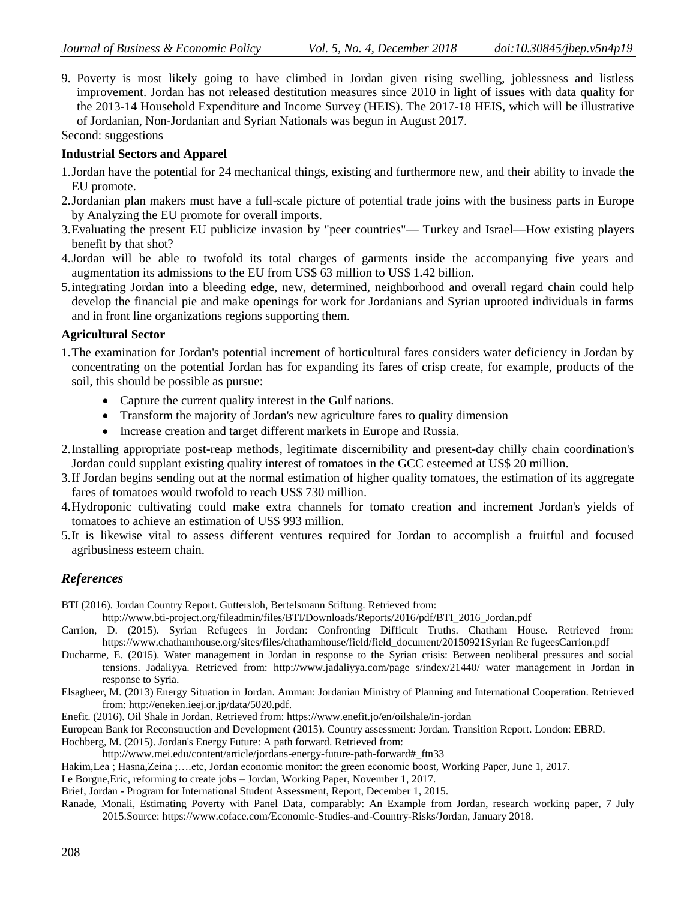9. Poverty is most likely going to have climbed in Jordan given rising swelling, joblessness and listless improvement. Jordan has not released destitution measures since 2010 in light of issues with data quality for the 2013-14 Household Expenditure and Income Survey (HEIS). The 2017-18 HEIS, which will be illustrative of Jordanian, Non-Jordanian and Syrian Nationals was begun in August 2017.

Second: suggestions

**Industrial Sectors and Apparel**

1. Jordan have the potential for 24 mechanical things, existing and furthermore new, and their ability to invade the EU promote.
2. Jordanian plan makers must have a full-scale picture of potential trade joins with the business parts in Europe by Analyzing the EU promote for overall imports.
3. Evaluating the present EU publicize invasion by "peer countries"— Turkey and Israel—How existing players benefit by that shot?
4. Jordan will be able to twofold its total charges of garments inside the accompanying five years and augmentation its admissions to the EU from US$ 63 million to US$ 1.42 billion.
5. integrating Jordan into a bleeding edge, new, determined, neighborhood and overall regard chain could help develop the financial pie and make openings for work for Jordanians and Syrian uprooted individuals in farms and in front line organizations regions supporting them.

**Agricultural Sector**

1. The examination for Jordan's potential increment of horticultural fares considers water deficiency in Jordan by concentrating on the potential Jordan has for expanding its fares of crisp create, for example, products of the soil, this should be possible as pursue:
   - Capture the current quality interest in the Gulf nations.
   - Transform the majority of Jordan's new agriculture fares to quality dimension
   - Increase creation and target different markets in Europe and Russia.
2. Installing appropriate post-reap methods, legitimate discernibility and present-day chilly chain coordination's Jordan could supplant existing quality interest of tomatoes in the GCC esteemed at US$ 20 million.
3. If Jordan begins sending out at the normal estimation of higher quality tomatoes, the estimation of its aggregate fares of tomatoes would twofold to reach US$ 730 million.
4. Hydroponic cultivating could make extra channels for tomato creation and increment Jordan's yields of tomatoes to achieve an estimation of US$ 993 million.
5. It is likewise vital to assess different ventures required for Jordan to accomplish a fruitful and focused agribusiness esteem chain.

## *References*

BTI (2016). Jordan Country Report. Guttersloh, Bertelsmann Stiftung. Retrieved from: http://www.bti-project.org/fileadmin/files/BTI/Downloads/Reports/2016/pdf/BTI_2016_Jordan.pdf

Carrion, D. (2015). Syrian Refugees in Jordan: Confronting Difficult Truths. Chatham House. Retrieved from: https://www.chathamhouse.org/sites/files/chathamhouse/field/field_document/20150921Syrian Re fugeesCarrion.pdf

Ducharme, E. (2015). Water management in Jordan in response to the Syrian crisis: Between neoliberal pressures and social tensions. Jadaliyya. Retrieved from: http://www.jadaliyya.com/page s/index/21440/ water management in Jordan in response to Syria.

Elsagheer, M. (2013) Energy Situation in Jordan. Amman: Jordanian Ministry of Planning and International Cooperation. Retrieved from: http://eneken.ieej.or.jp/data/5020.pdf.

Enefit. (2016). Oil Shale in Jordan. Retrieved from: https://www.enefit.jo/en/oilshale/in-jordan

European Bank for Reconstruction and Development (2015). Country assessment: Jordan. Transition Report. London: EBRD.

Hochberg, M. (2015). Jordan's Energy Future: A path forward. Retrieved from: http://www.mei.edu/content/article/jordans-energy-future-path-forward#_ftn33

Hakim,Lea ; Hasna,Zeina ;….etc, Jordan economic monitor: the green economic boost, Working Paper, June 1, 2017.

Le Borgne,Eric, reforming to create jobs – Jordan, Working Paper, November 1, 2017.

Brief, Jordan - Program for International Student Assessment, Report, December 1, 2015.

Ranade, Monali, Estimating Poverty with Panel Data, comparably: An Example from Jordan, research working paper, 7 July 2015.Source: https://www.coface.com/Economic-Studies-and-Country-Risks/Jordan, January 2018.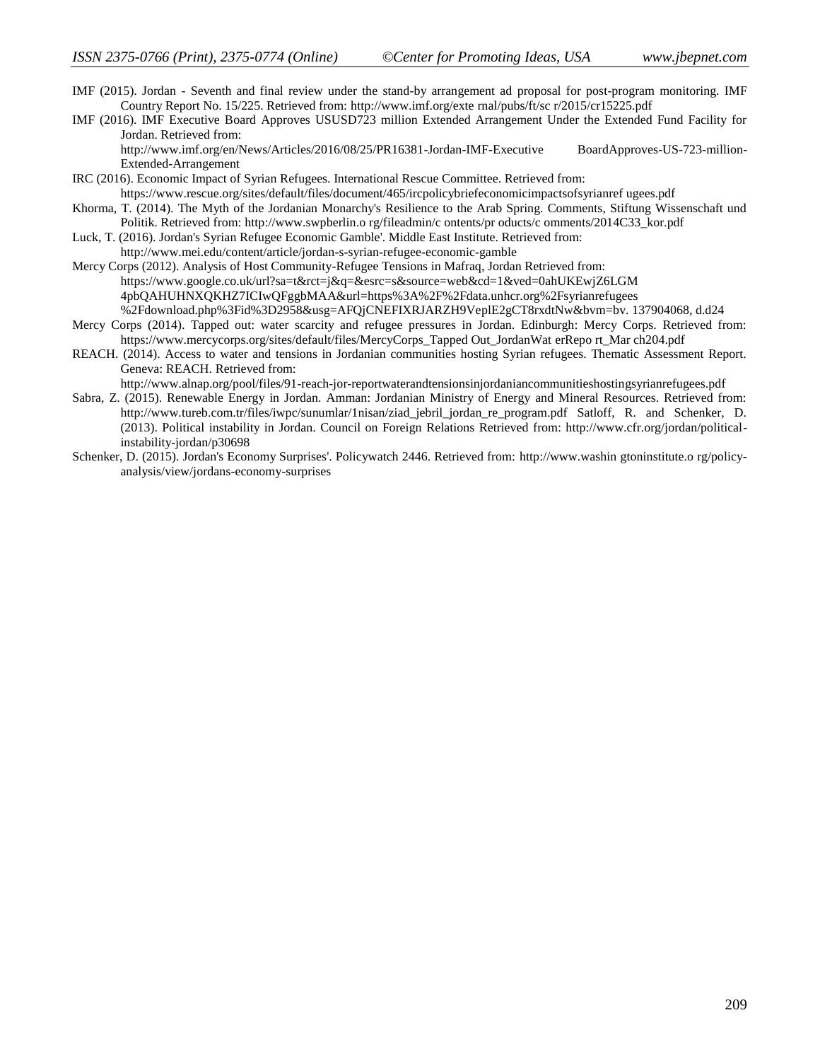IMF (2015). Jordan - Seventh and final review under the stand-by arrangement ad proposal for post-program monitoring. IMF Country Report No. 15/225. Retrieved from: http://www.imf.org/exte rnal/pubs/ft/sc r/2015/cr15225.pdf

IMF (2016). IMF Executive Board Approves USUSD723 million Extended Arrangement Under the Extended Fund Facility for Jordan. Retrieved from: http://www.imf.org/en/News/Articles/2016/08/25/PR16381-Jordan-IMF-Executive BoardApproves-US-723-million-Extended-Arrangement

IRC (2016). Economic Impact of Syrian Refugees. International Rescue Committee. Retrieved from: https://www.rescue.org/sites/default/files/document/465/ircpolicybriefeconomicimpactsofsyrianref ugees.pdf

Khorma, T. (2014). The Myth of the Jordanian Monarchy's Resilience to the Arab Spring. Comments, Stiftung Wissenschaft und Politik. Retrieved from: http://www.swpberlin.o rg/fileadmin/c ontents/pr oducts/c omments/2014C33_kor.pdf

Luck, T. (2016). Jordan's Syrian Refugee Economic Gamble'. Middle East Institute. Retrieved from: http://www.mei.edu/content/article/jordan-s-syrian-refugee-economic-gamble

Mercy Corps (2012). Analysis of Host Community-Refugee Tensions in Mafraq, Jordan Retrieved from: https://www.google.co.uk/url?sa=t&rct=j&q=&esrc=s&source=web&cd=1&ved=0ahUKEwjZ6LGM 4pbQAHUHNXQKHZ7ICIwQFggbMAA&url=https%3A%2F%2Fdata.unhcr.org%2Fsyrianrefugees %2Fdownload.php%3Fid%3D2958&usg=AFQjCNEFIXRJARZH9VeplE2gCT8rxdtNw&bvm=bv. 137904068, d.d24

Mercy Corps (2014). Tapped out: water scarcity and refugee pressures in Jordan. Edinburgh: Mercy Corps. Retrieved from: https://www.mercycorps.org/sites/default/files/MercyCorps_Tapped Out_JordanWat erRepo rt_Mar ch204.pdf

REACH. (2014). Access to water and tensions in Jordanian communities hosting Syrian refugees. Thematic Assessment Report. Geneva: REACH. Retrieved from: http://www.alnap.org/pool/files/91-reach-jor-reportwaterandtensionsinjordaniancommunitieshostingsyrianrefugees.pdf

Sabra, Z. (2015). Renewable Energy in Jordan. Amman: Jordanian Ministry of Energy and Mineral Resources. Retrieved from: http://www.tureb.com.tr/files/iwpc/sunumlar/1nisan/ziad_jebril_jordan_re_program.pdf Satloff, R. and Schenker, D. (2013). Political instability in Jordan. Council on Foreign Relations Retrieved from: http://www.cfr.org/jordan/political-instability-jordan/p30698

Schenker, D. (2015). Jordan's Economy Surprises'. Policywatch 2446. Retrieved from: http://www.washin gtoninstitute.o rg/policy-analysis/view/jordans-economy-surprises